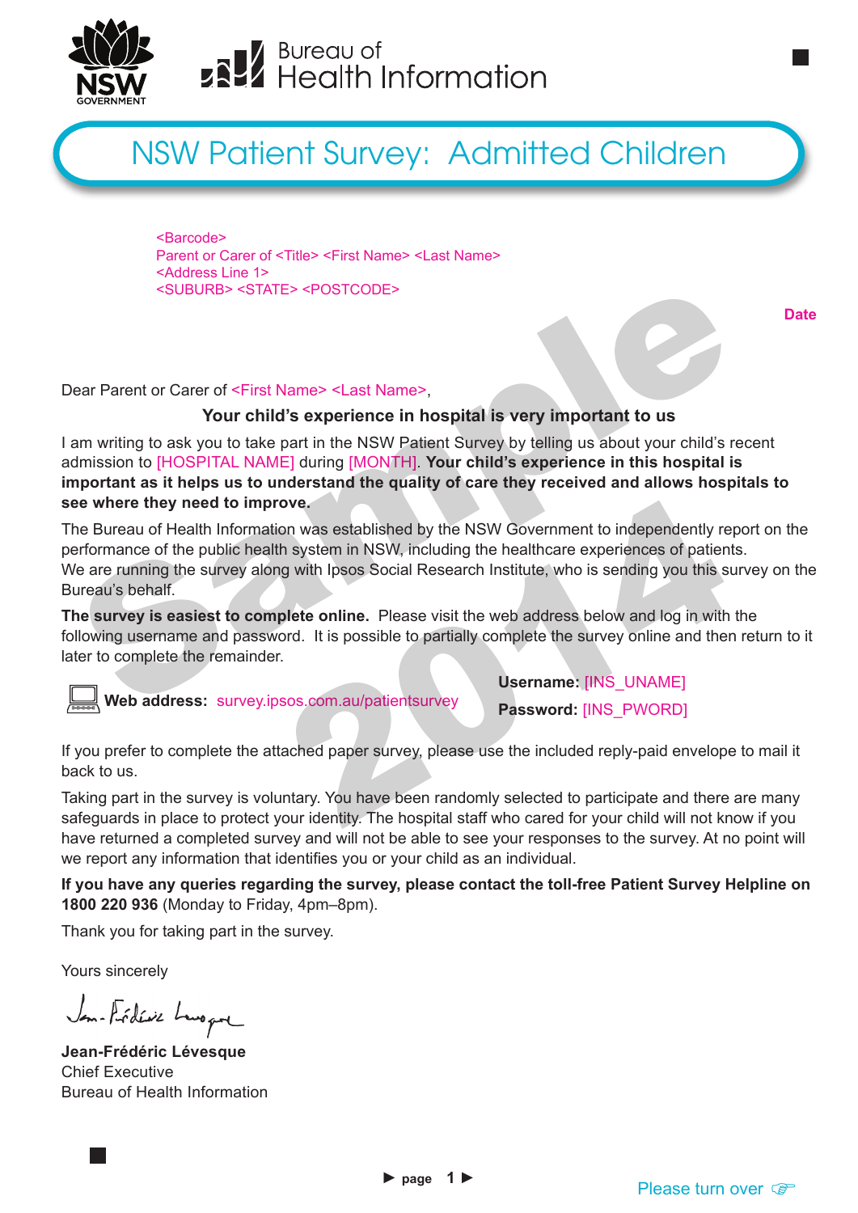NSW GOVERNMENT

Bureau of Health Information

# NSW Patient Survey: Admitted Children

<Barcode>
Parent or Carer of <Title> <First Name> <Last Name>
<Address Line 1>
<SUBURB> <STATE> <POSTCODE>

Date

Dear Parent or Carer of <First Name> <Last Name>,

**Your child's experience in hospital is very important to us**

I am writing to ask you to take part in the NSW Patient Survey by telling us about your child's recent admission to [HOSPITAL NAME] during [MONTH]. **Your child's experience in this hospital is important as it helps us to understand the quality of care they received and allows hospitals to see where they need to improve.**

The Bureau of Health Information was established by the NSW Government to independently report on the performance of the public health system in NSW, including the healthcare experiences of patients. We are running the survey along with Ipsos Social Research Institute, who is sending you this survey on the Bureau's behalf.

**The survey is easiest to complete online.** Please visit the web address below and log in with the following username and password. It is possible to partially complete the survey online and then return to it later to complete the remainder.

**Web address:** survey.ipsos.com.au/patientsurvey

**Username:** [INS_UNAME]
**Password:** [INS_PWORD]

If you prefer to complete the attached paper survey, please use the included reply-paid envelope to mail it back to us.

Taking part in the survey is voluntary. You have been randomly selected to participate and there are many safeguards in place to protect your identity. The hospital staff who cared for your child will not know if you have returned a completed survey and will not be able to see your responses to the survey. At no point will we report any information that identifies you or your child as an individual.

**If you have any queries regarding the survey, please contact the toll-free Patient Survey Helpline on 1800 220 936** (Monday to Friday, 4pm–8pm).

Thank you for taking part in the survey.

Yours sincerely

**Jean-Frédéric Lévesque**
Chief Executive
Bureau of Health Information

Please turn over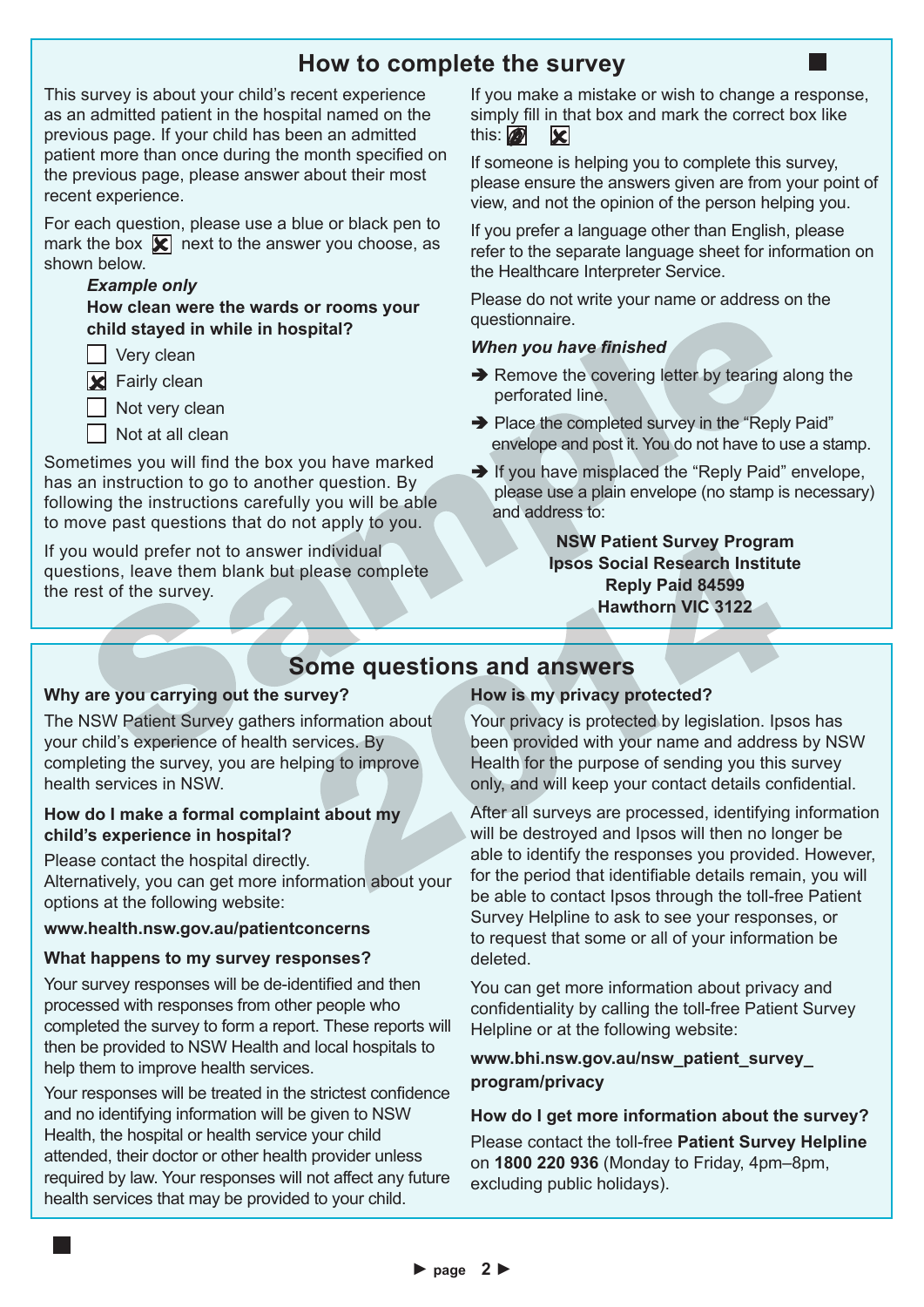## How to complete the survey

This survey is about your child's recent experience as an admitted patient in the hospital named on the previous page. If your child has been an admitted patient more than once during the month specified on the previous page, please answer about their most recent experience.

For each question, please use a blue or black pen to mark the box ☒ next to the answer you choose, as shown below.

***Example only***

**How clean were the wards or rooms your child stayed in while in hospital?**

- ☐ Very clean
- ☒ Fairly clean
- ☐ Not very clean
- ☐ Not at all clean

Sometimes you will find the box you have marked has an instruction to go to another question. By following the instructions carefully you will be able to move past questions that do not apply to you.

If you would prefer not to answer individual questions, leave them blank but please complete the rest of the survey.

If you make a mistake or wish to change a response, simply fill in that box and mark the correct box like this: ■ ☒

If someone is helping you to complete this survey, please ensure the answers given are from your point of view, and not the opinion of the person helping you.

If you prefer a language other than English, please refer to the separate language sheet for information on the Healthcare Interpreter Service.

Please do not write your name or address on the questionnaire.

***When you have finished***

- ➔ Remove the covering letter by tearing along the perforated line.
- ➔ Place the completed survey in the "Reply Paid" envelope and post it. You do not have to use a stamp.
- ➔ If you have misplaced the "Reply Paid" envelope, please use a plain envelope (no stamp is necessary) and address to:

**NSW Patient Survey Program**
**Ipsos Social Research Institute**
**Reply Paid 84599**
**Hawthorn VIC 3122**

## Some questions and answers

**Why are you carrying out the survey?**

The NSW Patient Survey gathers information about your child's experience of health services. By completing the survey, you are helping to improve health services in NSW.

**How do I make a formal complaint about my child's experience in hospital?**

Please contact the hospital directly.
Alternatively, you can get more information about your options at the following website:

**www.health.nsw.gov.au/patientconcerns**

**What happens to my survey responses?**

Your survey responses will be de-identified and then processed with responses from other people who completed the survey to form a report. These reports will then be provided to NSW Health and local hospitals to help them to improve health services.

Your responses will be treated in the strictest confidence and no identifying information will be given to NSW Health, the hospital or health service your child attended, their doctor or other health provider unless required by law. Your responses will not affect any future health services that may be provided to your child.

**How is my privacy protected?**

Your privacy is protected by legislation. Ipsos has been provided with your name and address by NSW Health for the purpose of sending you this survey only, and will keep your contact details confidential.

After all surveys are processed, identifying information will be destroyed and Ipsos will then no longer be able to identify the responses you provided. However, for the period that identifiable details remain, you will be able to contact Ipsos through the toll-free Patient Survey Helpline to ask to see your responses, or to request that some or all of your information be deleted.

You can get more information about privacy and confidentiality by calling the toll-free Patient Survey Helpline or at the following website:

**www.bhi.nsw.gov.au/nsw_patient_survey_program/privacy**

**How do I get more information about the survey?**

Please contact the toll-free **Patient Survey Helpline** on **1800 220 936** (Monday to Friday, 4pm–8pm, excluding public holidays).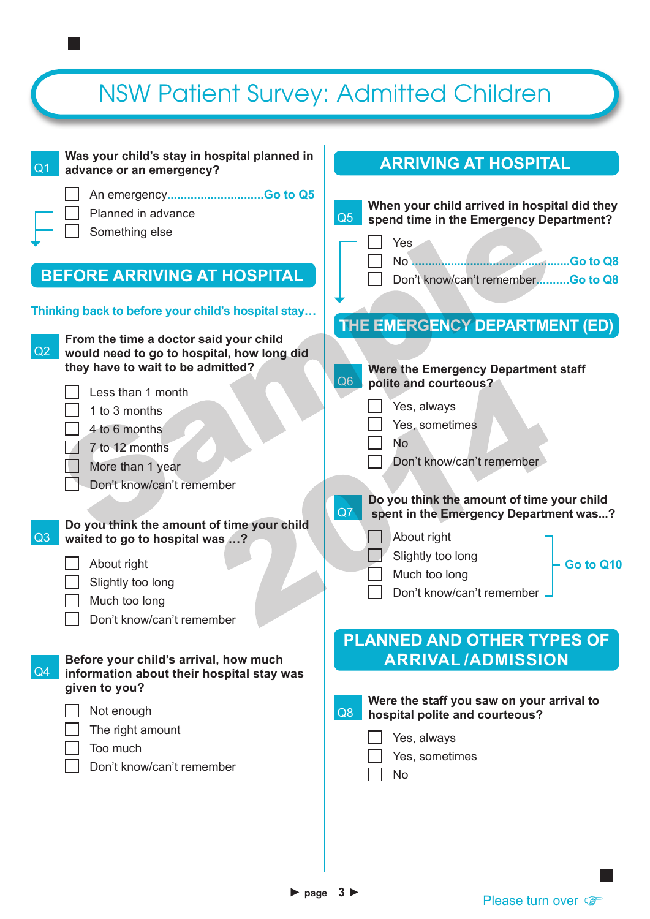# NSW Patient Survey: Admitted Children

**Q1 Was your child's stay in hospital planned in advance or an emergency?**

- ☐ An emergency.............................**Go to Q5**
- ☐ Planned in advance
- ☐ Something else

## BEFORE ARRIVING AT HOSPITAL

**Thinking back to before your child's hospital stay…**

**Q2 From the time a doctor said your child would need to go to hospital, how long did they have to wait to be admitted?**

- ☐ Less than 1 month
- ☐ 1 to 3 months
- ☐ 4 to 6 months
- ☐ 7 to 12 months
- ☐ More than 1 year
- ☐ Don't know/can't remember

**Q3 Do you think the amount of time your child waited to go to hospital was …?**

- ☐ About right
- ☐ Slightly too long
- ☐ Much too long
- ☐ Don't know/can't remember

**Q4 Before your child's arrival, how much information about their hospital stay was given to you?**

- ☐ Not enough
- ☐ The right amount
- ☐ Too much
- ☐ Don't know/can't remember

## ARRIVING AT HOSPITAL

**Q5 When your child arrived in hospital did they spend time in the Emergency Department?**

- ☐ Yes
- ☐ No ...............................................**Go to Q8**
- ☐ Don't know/can't remember..........**Go to Q8**

## THE EMERGENCY DEPARTMENT (ED)

**Q6 Were the Emergency Department staff polite and courteous?**

- ☐ Yes, always
- ☐ Yes, sometimes
- ☐ No
- ☐ Don't know/can't remember

**Q7 Do you think the amount of time your child spent in the Emergency Department was...?**

- ☐ About right
- ☐ Slightly too long
- ☐ Much too long
- ☐ Don't know/can't remember

→ **Go to Q10**

## PLANNED AND OTHER TYPES OF ARRIVAL /ADMISSION

**Q8 Were the staff you saw on your arrival to hospital polite and courteous?**

- ☐ Yes, always
- ☐ Yes, sometimes
- ☐ No

Please turn over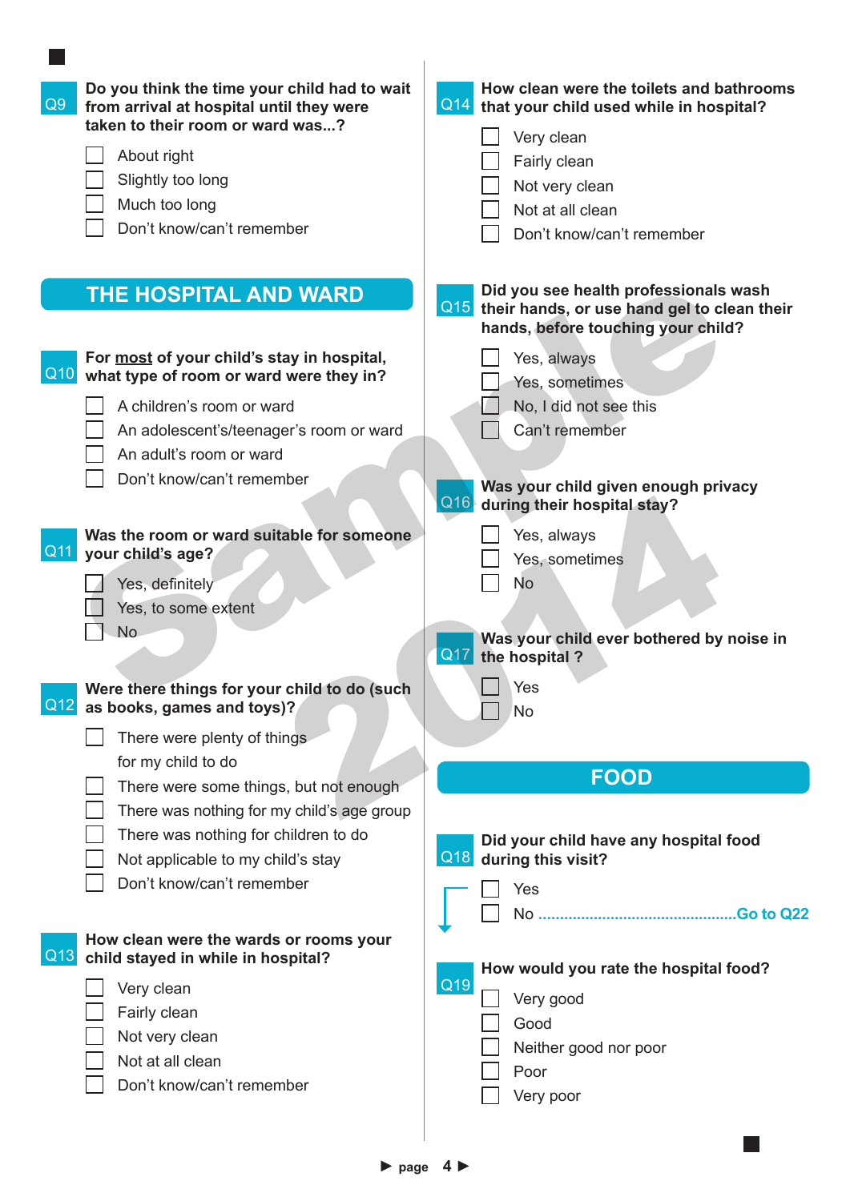**Q9** **Do you think the time your child had to wait from arrival at hospital until they were taken to their room or ward was...?**

- ☐ About right
- ☐ Slightly too long
- ☐ Much too long
- ☐ Don't know/can't remember

## THE HOSPITAL AND WARD

**Q10** **For most of your child's stay in hospital, what type of room or ward were they in?**

- ☐ A children's room or ward
- ☐ An adolescent's/teenager's room or ward
- ☐ An adult's room or ward
- ☐ Don't know/can't remember

**Q11** **Was the room or ward suitable for someone your child's age?**

- ☐ Yes, definitely
- ☐ Yes, to some extent
- ☐ No

**Q12** **Were there things for your child to do (such as books, games and toys)?**

- ☐ There were plenty of things for my child to do
- ☐ There were some things, but not enough
- ☐ There was nothing for my child's age group
- ☐ There was nothing for children to do
- ☐ Not applicable to my child's stay
- ☐ Don't know/can't remember

**Q13** **How clean were the wards or rooms your child stayed in while in hospital?**

- ☐ Very clean
- ☐ Fairly clean
- ☐ Not very clean
- ☐ Not at all clean
- ☐ Don't know/can't remember

**Q14** **How clean were the toilets and bathrooms that your child used while in hospital?**

- ☐ Very clean
- ☐ Fairly clean
- ☐ Not very clean
- ☐ Not at all clean
- ☐ Don't know/can't remember

**Q15** **Did you see health professionals wash their hands, or use hand gel to clean their hands, before touching your child?**

- ☐ Yes, always
- ☐ Yes, sometimes
- ☐ No, I did not see this
- ☐ Can't remember

**Q16** **Was your child given enough privacy during their hospital stay?**

- ☐ Yes, always
- ☐ Yes, sometimes
- ☐ No

**Q17** **Was your child ever bothered by noise in the hospital ?**

- ☐ Yes
- ☐ No

## FOOD

**Q18** **Did your child have any hospital food during this visit?**

- ☐ Yes
- ☐ No ........................................... Go to Q22

**Q19** **How would you rate the hospital food?**

- ☐ Very good
- ☐ Good
- ☐ Neither good nor poor
- ☐ Poor
- ☐ Very poor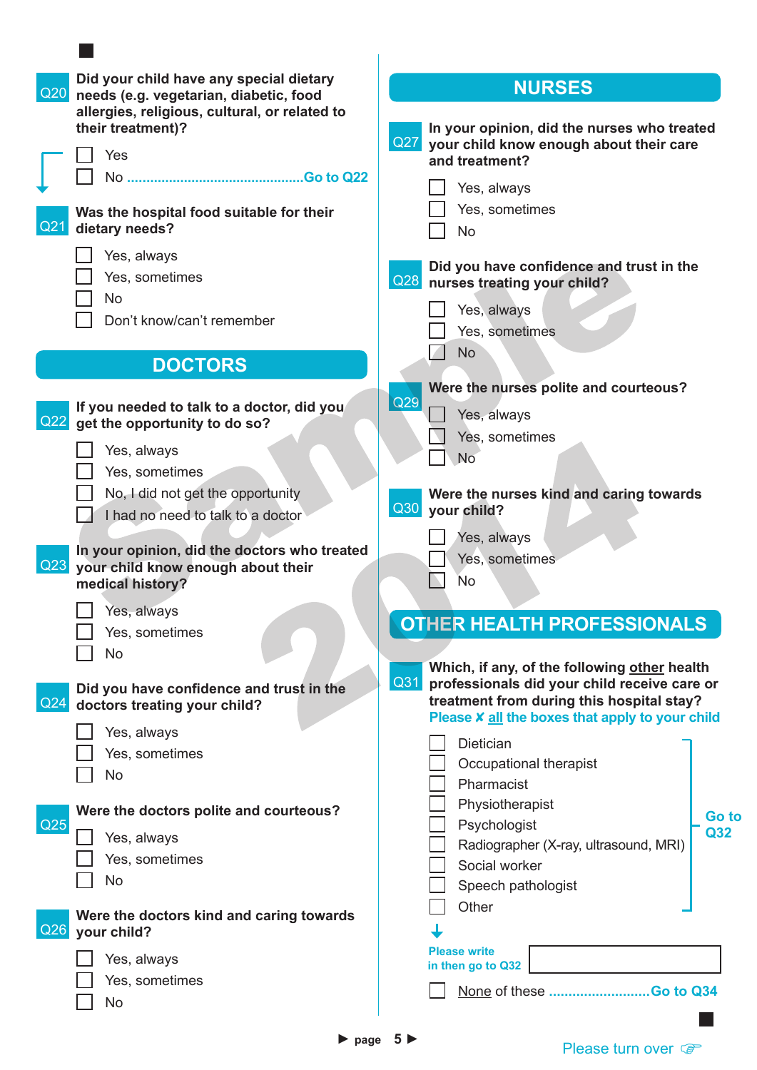**Q20** Did your child have any special dietary needs (e.g. vegetarian, diabetic, food allergies, religious, cultural, or related to their treatment)?

- ☐ Yes
- ☐ No ...............................................Go to Q22

**Q21** Was the hospital food suitable for their dietary needs?

- ☐ Yes, always
- ☐ Yes, sometimes
- ☐ No
- ☐ Don't know/can't remember

## DOCTORS

**Q22** If you needed to talk to a doctor, did you get the opportunity to do so?

- ☐ Yes, always
- ☐ Yes, sometimes
- ☐ No, I did not get the opportunity
- ☐ I had no need to talk to a doctor

**Q23** In your opinion, did the doctors who treated your child know enough about their medical history?

- ☐ Yes, always
- ☐ Yes, sometimes
- ☐ No

**Q24** Did you have confidence and trust in the doctors treating your child?

- ☐ Yes, always
- ☐ Yes, sometimes
- ☐ No

**Q25** Were the doctors polite and courteous?

- ☐ Yes, always
- ☐ Yes, sometimes
- ☐ No

**Q26** Were the doctors kind and caring towards your child?

- ☐ Yes, always
- ☐ Yes, sometimes
- ☐ No

## NURSES

**Q27** In your opinion, did the nurses who treated your child know enough about their care and treatment?

- ☐ Yes, always
- ☐ Yes, sometimes
- ☐ No

**Q28** Did you have confidence and trust in the nurses treating your child?

- ☐ Yes, always
- ☐ Yes, sometimes
- ☐ No

**Q29** Were the nurses polite and courteous?

- ☐ Yes, always
- ☐ Yes, sometimes
- ☐ No

**Q30** Were the nurses kind and caring towards your child?

- ☐ Yes, always
- ☐ Yes, sometimes
- ☐ No

## OTHER HEALTH PROFESSIONALS

**Q31** Which, if any, of the following other health professionals did your child receive care or treatment from during this hospital stay?
Please ✗ all the boxes that apply to your child

- ☐ Dietician
- ☐ Occupational therapist
- ☐ Pharmacist
- ☐ Physiotherapist
- ☐ Psychologist
- ☐ Radiographer (X-ray, ultrasound, MRI)
- ☐ Social worker
- ☐ Speech pathologist
- ☐ Other

Go to Q32

Please write in then go to Q32: ____________________

- ☐ None of these ..........................Go to Q34

Please turn over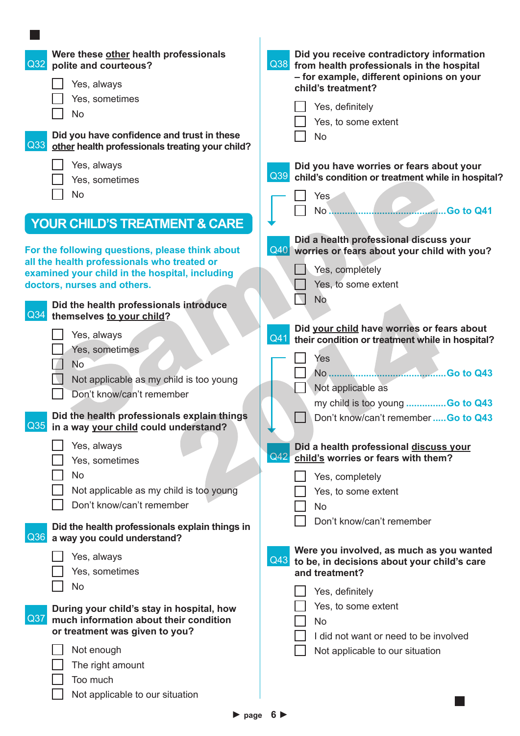**Q32** **Were these other health professionals polite and courteous?**

- ☐ Yes, always
- ☐ Yes, sometimes
- ☐ No

**Q33** **Did you have confidence and trust in these other health professionals treating your child?**

- ☐ Yes, always
- ☐ Yes, sometimes
- ☐ No

## YOUR CHILD'S TREATMENT & CARE

**For the following questions, please think about all the health professionals who treated or examined your child in the hospital, including doctors, nurses and others.**

**Q34** **Did the health professionals introduce themselves to your child?**

- ☐ Yes, always
- ☐ Yes, sometimes
- ☐ No
- ☐ Not applicable as my child is too young
- ☐ Don't know/can't remember

**Q35** **Did the health professionals explain things in a way your child could understand?**

- ☐ Yes, always
- ☐ Yes, sometimes
- ☐ No
- ☐ Not applicable as my child is too young
- ☐ Don't know/can't remember

**Q36** **Did the health professionals explain things in a way you could understand?**

- ☐ Yes, always
- ☐ Yes, sometimes
- ☐ No

**Q37** **During your child's stay in hospital, how much information about their condition or treatment was given to you?**

- ☐ Not enough
- ☐ The right amount
- ☐ Too much
- ☐ Not applicable to our situation

**Q38** **Did you receive contradictory information from health professionals in the hospital – for example, different opinions on your child's treatment?**

- ☐ Yes, definitely
- ☐ Yes, to some extent
- ☐ No

**Q39** **Did you have worries or fears about your child's condition or treatment while in hospital?**

- ☐ Yes
- ☐ No ........................................Go to Q41

**Q40** **Did a health professional discuss your worries or fears about your child with you?**

- ☐ Yes, completely
- ☐ Yes, to some extent
- ☐ No

**Q41** **Did your child have worries or fears about their condition or treatment while in hospital?**

- ☐ Yes
- ☐ No ........................................Go to Q43
- ☐ Not applicable as my child is too young ..............Go to Q43
- ☐ Don't know/can't remember .....Go to Q43

**Q42** **Did a health professional discuss your child's worries or fears with them?**

- ☐ Yes, completely
- ☐ Yes, to some extent
- ☐ No
- ☐ Don't know/can't remember

**Q43** **Were you involved, as much as you wanted to be, in decisions about your child's care and treatment?**

- ☐ Yes, definitely
- ☐ Yes, to some extent
- ☐ No
- ☐ I did not want or need to be involved
- ☐ Not applicable to our situation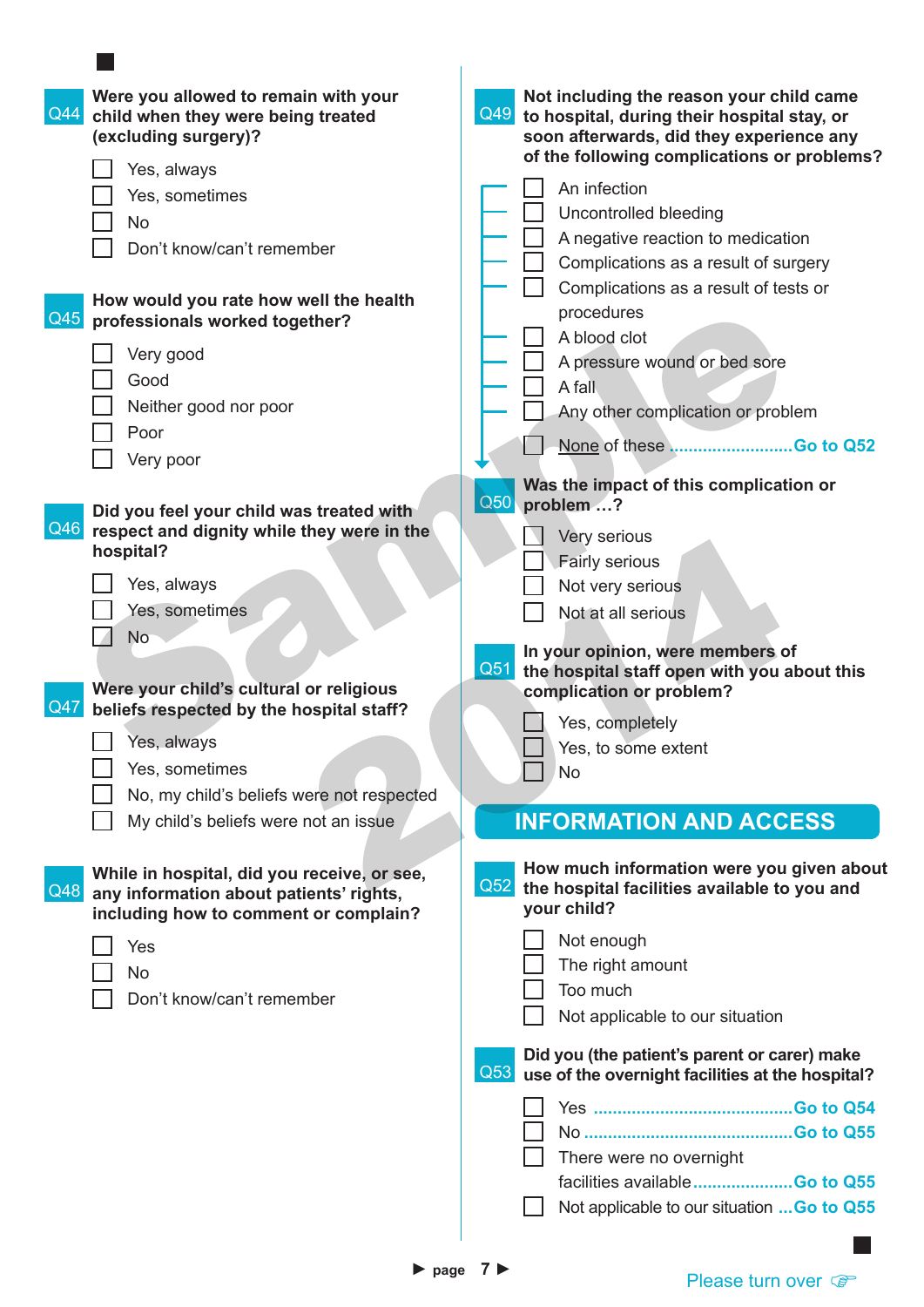**Q44 Were you allowed to remain with your child when they were being treated (excluding surgery)?**

- ☐ Yes, always
- ☐ Yes, sometimes
- ☐ No
- ☐ Don't know/can't remember

**Q45 How would you rate how well the health professionals worked together?**

- ☐ Very good
- ☐ Good
- ☐ Neither good nor poor
- ☐ Poor
- ☐ Very poor

**Q46 Did you feel your child was treated with respect and dignity while they were in the hospital?**

- ☐ Yes, always
- ☐ Yes, sometimes
- ☐ No

**Q47 Were your child's cultural or religious beliefs respected by the hospital staff?**

- ☐ Yes, always
- ☐ Yes, sometimes
- ☐ No, my child's beliefs were not respected
- ☐ My child's beliefs were not an issue

**Q48 While in hospital, did you receive, or see, any information about patients' rights, including how to comment or complain?**

- ☐ Yes
- ☐ No
- ☐ Don't know/can't remember

**Q49 Not including the reason your child came to hospital, during their hospital stay, or soon afterwards, did they experience any of the following complications or problems?**

- ☐ An infection
- ☐ Uncontrolled bleeding
- ☐ A negative reaction to medication
- ☐ Complications as a result of surgery
- ☐ Complications as a result of tests or procedures
- ☐ A blood clot
- ☐ A pressure wound or bed sore
- ☐ A fall
- ☐ Any other complication or problem
- ☐ None of these ..........................Go to Q52

**Q50 Was the impact of this complication or problem …?**

- ☐ Very serious
- ☐ Fairly serious
- ☐ Not very serious
- ☐ Not at all serious

**Q51 In your opinion, were members of the hospital staff open with you about this complication or problem?**

- ☐ Yes, completely
- ☐ Yes, to some extent
- ☐ No

## INFORMATION AND ACCESS

**Q52 How much information were you given about the hospital facilities available to you and your child?**

- ☐ Not enough
- ☐ The right amount
- ☐ Too much
- ☐ Not applicable to our situation

**Q53 Did you (the patient's parent or carer) make use of the overnight facilities at the hospital?**

- ☐ Yes ..........................................Go to Q54
- ☐ No ...........................................Go to Q55
- ☐ There were no overnight facilities available.....................Go to Q55
- ☐ Not applicable to our situation ...Go to Q55

Please turn over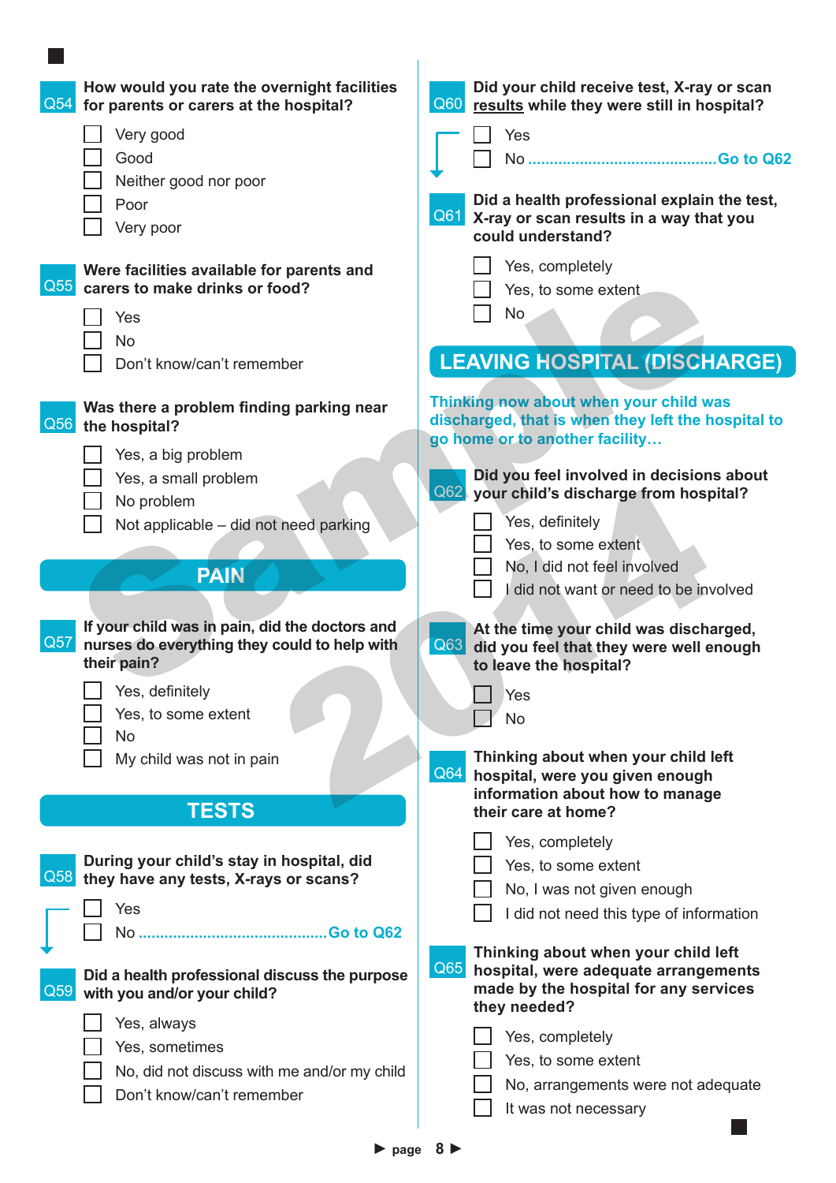**Q54 How would you rate the overnight facilities for parents or carers at the hospital?**

- ☐ Very good
- ☐ Good
- ☐ Neither good nor poor
- ☐ Poor
- ☐ Very poor

**Q55 Were facilities available for parents and carers to make drinks or food?**

- ☐ Yes
- ☐ No
- ☐ Don't know/can't remember

**Q56 Was there a problem finding parking near the hospital?**

- ☐ Yes, a big problem
- ☐ Yes, a small problem
- ☐ No problem
- ☐ Not applicable – did not need parking

## PAIN

**Q57 If your child was in pain, did the doctors and nurses do everything they could to help with their pain?**

- ☐ Yes, definitely
- ☐ Yes, to some extent
- ☐ No
- ☐ My child was not in pain

## TESTS

**Q58 During your child's stay in hospital, did they have any tests, X-rays or scans?**

- ☐ Yes
- ☐ No ........................................... Go to Q62

**Q59 Did a health professional discuss the purpose with you and/or your child?**

- ☐ Yes, always
- ☐ Yes, sometimes
- ☐ No, did not discuss with me and/or my child
- ☐ Don't know/can't remember

**Q60 Did your child receive test, X-ray or scan results while they were still in hospital?**

- ☐ Yes
- ☐ No ........................................... Go to Q62

**Q61 Did a health professional explain the test, X-ray or scan results in a way that you could understand?**

- ☐ Yes, completely
- ☐ Yes, to some extent
- ☐ No

## LEAVING HOSPITAL (DISCHARGE)

Thinking now about when your child was discharged, that is when they left the hospital to go home or to another facility…

**Q62 Did you feel involved in decisions about your child's discharge from hospital?**

- ☐ Yes, definitely
- ☐ Yes, to some extent
- ☐ No, I did not feel involved
- ☐ I did not want or need to be involved

**Q63 At the time your child was discharged, did you feel that they were well enough to leave the hospital?**

- ☐ Yes
- ☐ No

**Q64 Thinking about when your child left hospital, were you given enough information about how to manage their care at home?**

- ☐ Yes, completely
- ☐ Yes, to some extent
- ☐ No, I was not given enough
- ☐ I did not need this type of information

**Q65 Thinking about when your child left hospital, were adequate arrangements made by the hospital for any services they needed?**

- ☐ Yes, completely
- ☐ Yes, to some extent
- ☐ No, arrangements were not adequate
- ☐ It was not necessary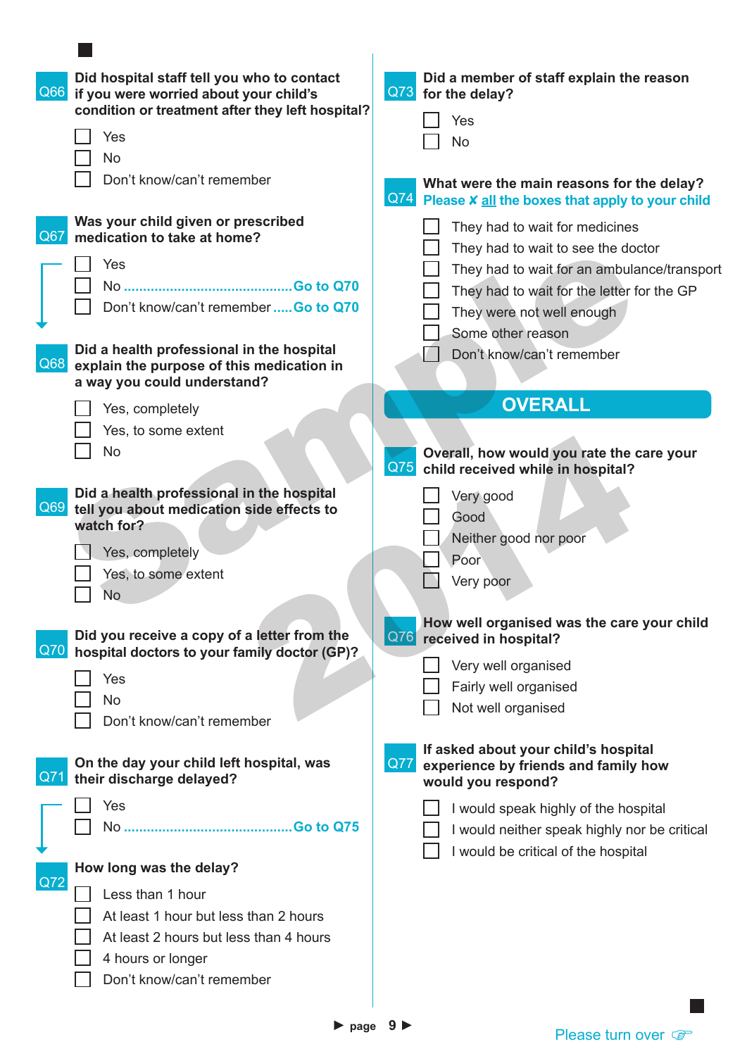**Q66** **Did hospital staff tell you who to contact if you were worried about your child's condition or treatment after they left hospital?**

- ☐ Yes
- ☐ No
- ☐ Don't know/can't remember

**Q67** **Was your child given or prescribed medication to take at home?**

- ☐ Yes
- ☐ No .......................................... **Go to Q70**
- ☐ Don't know/can't remember ..... **Go to Q70**

**Q68** **Did a health professional in the hospital explain the purpose of this medication in a way you could understand?**

- ☐ Yes, completely
- ☐ Yes, to some extent
- ☐ No

**Q69** **Did a health professional in the hospital tell you about medication side effects to watch for?**

- ☐ Yes, completely
- ☐ Yes, to some extent
- ☐ No

**Q70** **Did you receive a copy of a letter from the hospital doctors to your family doctor (GP)?**

- ☐ Yes
- ☐ No
- ☐ Don't know/can't remember

**Q71** **On the day your child left hospital, was their discharge delayed?**

- ☐ Yes
- ☐ No .......................................... **Go to Q75**

**Q72** **How long was the delay?**

- ☐ Less than 1 hour
- ☐ At least 1 hour but less than 2 hours
- ☐ At least 2 hours but less than 4 hours
- ☐ 4 hours or longer
- ☐ Don't know/can't remember

**Q73** **Did a member of staff explain the reason for the delay?**

- ☐ Yes
- ☐ No

**Q74** **What were the main reasons for the delay?**
**Please ✗ all the boxes that apply to your child**

- ☐ They had to wait for medicines
- ☐ They had to wait to see the doctor
- ☐ They had to wait for an ambulance/transport
- ☐ They had to wait for the letter for the GP
- ☐ They were not well enough
- ☐ Some other reason
- ☐ Don't know/can't remember

## OVERALL

**Q75** **Overall, how would you rate the care your child received while in hospital?**

- ☐ Very good
- ☐ Good
- ☐ Neither good nor poor
- ☐ Poor
- ☐ Very poor

**Q76** **How well organised was the care your child received in hospital?**

- ☐ Very well organised
- ☐ Fairly well organised
- ☐ Not well organised

**Q77** **If asked about your child's hospital experience by friends and family how would you respond?**

- ☐ I would speak highly of the hospital
- ☐ I would neither speak highly nor be critical
- ☐ I would be critical of the hospital

Please turn over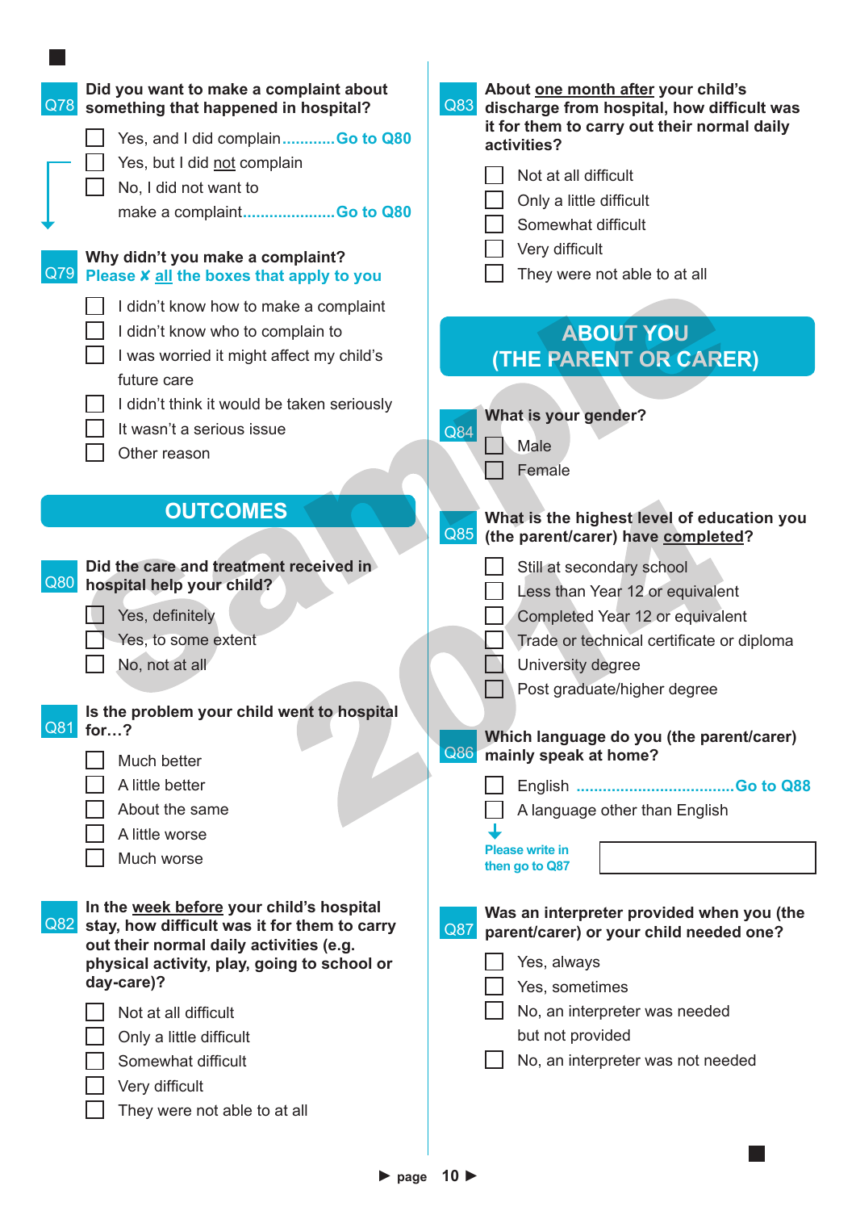**Q78** **Did you want to make a complaint about something that happened in hospital?**

- ☐ Yes, and I did complain............Go to Q80
- ☐ Yes, but I did not complain
- ☐ No, I did not want to make a complaint.....................Go to Q80

**Q79** **Why didn't you make a complaint?**
Please ✗ all the boxes that apply to you

- ☐ I didn't know how to make a complaint
- ☐ I didn't know who to complain to
- ☐ I was worried it might affect my child's future care
- ☐ I didn't think it would be taken seriously
- ☐ It wasn't a serious issue
- ☐ Other reason

## OUTCOMES

**Q80** **Did the care and treatment received in hospital help your child?**

- ☐ Yes, definitely
- ☐ Yes, to some extent
- ☐ No, not at all

**Q81** **Is the problem your child went to hospital for…?**

- ☐ Much better
- ☐ A little better
- ☐ About the same
- ☐ A little worse
- ☐ Much worse

**Q82** **In the week before your child's hospital stay, how difficult was it for them to carry out their normal daily activities (e.g. physical activity, play, going to school or day-care)?**

- ☐ Not at all difficult
- ☐ Only a little difficult
- ☐ Somewhat difficult
- ☐ Very difficult
- ☐ They were not able to at all

**Q83** **About one month after your child's discharge from hospital, how difficult was it for them to carry out their normal daily activities?**

- ☐ Not at all difficult
- ☐ Only a little difficult
- ☐ Somewhat difficult
- ☐ Very difficult
- ☐ They were not able to at all

## ABOUT YOU (THE PARENT OR CARER)

**Q84** **What is your gender?**

- ☐ Male
- ☐ Female

**Q85** **What is the highest level of education you (the parent/carer) have completed?**

- ☐ Still at secondary school
- ☐ Less than Year 12 or equivalent
- ☐ Completed Year 12 or equivalent
- ☐ Trade or technical certificate or diploma
- ☐ University degree
- ☐ Post graduate/higher degree

**Q86** **Which language do you (the parent/carer) mainly speak at home?**

- ☐ English ....................................Go to Q88
- ☐ A language other than English

Please write in then go to Q87 ☐

**Q87** **Was an interpreter provided when you (the parent/carer) or your child needed one?**

- ☐ Yes, always
- ☐ Yes, sometimes
- ☐ No, an interpreter was needed but not provided
- ☐ No, an interpreter was not needed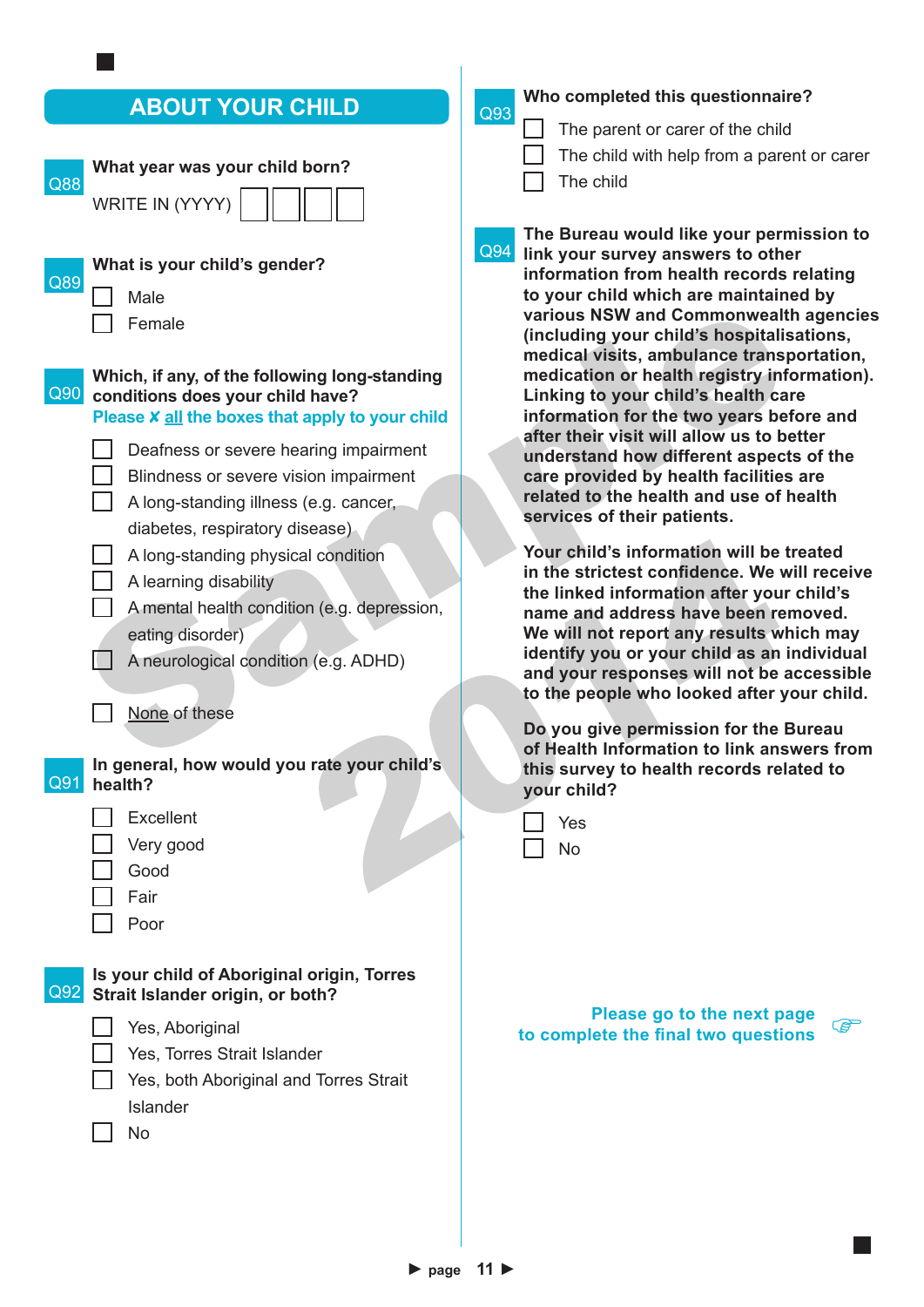## ABOUT YOUR CHILD

**Q88 What year was your child born?**

WRITE IN (YYYY) ☐☐☐☐

**Q89 What is your child's gender?**

- ☐ Male
- ☐ Female

**Q90 Which, if any, of the following long-standing conditions does your child have?**

Please ✗ all the boxes that apply to your child

- ☐ Deafness or severe hearing impairment
- ☐ Blindness or severe vision impairment
- ☐ A long-standing illness (e.g. cancer, diabetes, respiratory disease)
- ☐ A long-standing physical condition
- ☐ A learning disability
- ☐ A mental health condition (e.g. depression, eating disorder)
- ☐ A neurological condition (e.g. ADHD)
- ☐ None of these

**Q91 In general, how would you rate your child's health?**

- ☐ Excellent
- ☐ Very good
- ☐ Good
- ☐ Fair
- ☐ Poor

**Q92 Is your child of Aboriginal origin, Torres Strait Islander origin, or both?**

- ☐ Yes, Aboriginal
- ☐ Yes, Torres Strait Islander
- ☐ Yes, both Aboriginal and Torres Strait Islander
- ☐ No

**Q93 Who completed this questionnaire?**

- ☐ The parent or carer of the child
- ☐ The child with help from a parent or carer
- ☐ The child

**Q94 The Bureau would like your permission to link your survey answers to other information from health records relating to your child which are maintained by various NSW and Commonwealth agencies (including your child's hospitalisations, medical visits, ambulance transportation, medication or health registry information). Linking to your child's health care information for the two years before and after their visit will allow us to better understand how different aspects of the care provided by health facilities are related to the health and use of health services of their patients.**

**Your child's information will be treated in the strictest confidence. We will receive the linked information after your child's name and address have been removed. We will not report any results which may identify you or your child as an individual and your responses will not be accessible to the people who looked after your child.**

**Do you give permission for the Bureau of Health Information to link answers from this survey to health records related to your child?**

- ☐ Yes
- ☐ No

**Please go to the next page to complete the final two questions** ☞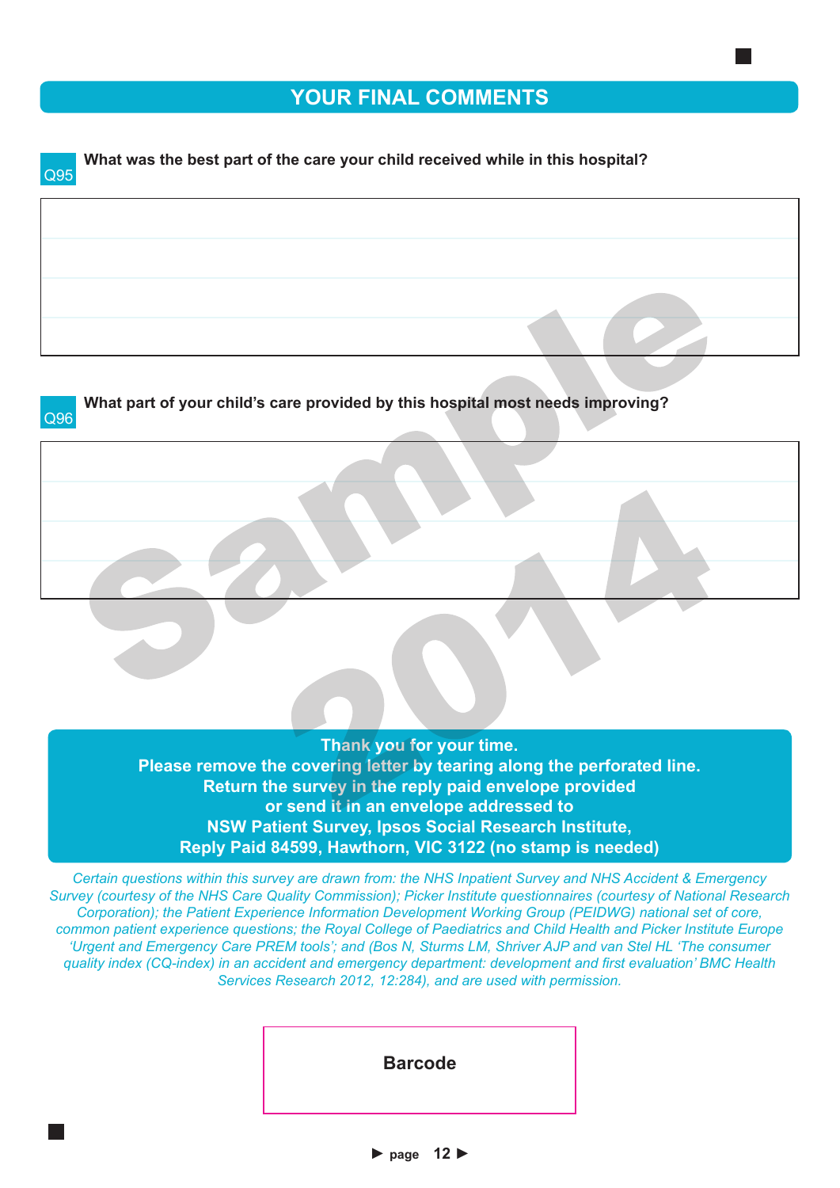# YOUR FINAL COMMENTS

**Q95** **What was the best part of the care your child received while in this hospital?**

**Q96** **What part of your child's care provided by this hospital most needs improving?**

**Thank you for your time.**
**Please remove the covering letter by tearing along the perforated line.**
**Return the survey in the reply paid envelope provided**
**or send it in an envelope addressed to**
**NSW Patient Survey, Ipsos Social Research Institute,**
**Reply Paid 84599, Hawthorn, VIC 3122 (no stamp is needed)**

*Certain questions within this survey are drawn from: the NHS Inpatient Survey and NHS Accident & Emergency Survey (courtesy of the NHS Care Quality Commission); Picker Institute questionnaires (courtesy of National Research Corporation); the Patient Experience Information Development Working Group (PEIDWG) national set of core, common patient experience questions; the Royal College of Paediatrics and Child Health and Picker Institute Europe 'Urgent and Emergency Care PREM tools'; and (Bos N, Sturms LM, Shriver AJP and van Stel HL 'The consumer quality index (CQ-index) in an accident and emergency department: development and first evaluation' BMC Health Services Research 2012, 12:284), and are used with permission.*

**Barcode**